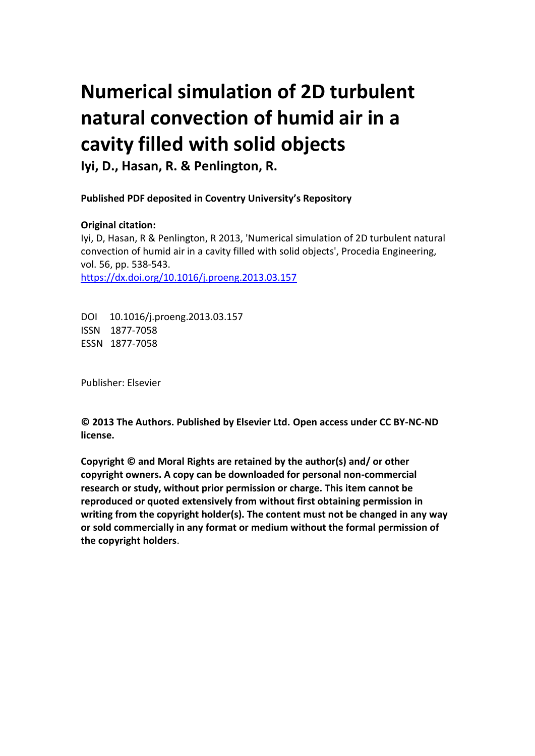# Numerical simulation of 2D turbulent natural convection of humid air in a cavity filled with solid objects

**Iyi, D., Hasan, R. & Penlington, R.**

**Published PDF deposited in Coventry University's Repository**

**Original citation:**

Iyi, D, Hasan, R & Penlington, R 2013, 'Numerical simulation of 2D turbulent natural convection of humid air in a cavity filled with solid objects', Procedia Engineering, vol. 56, pp. 538-543.

https://dx.doi.org/10.1016/j.proeng.2013.03.157

DOI 10.1016/j.proeng.2013.03.157
ISSN 1877-7058
ESSN 1877-7058

Publisher: Elsevier

**© 2013 The Authors. Published by Elsevier Ltd. Open access under CC BY-NC-ND license.**

**Copyright © and Moral Rights are retained by the author(s) and/ or other copyright owners. A copy can be downloaded for personal non-commercial research or study, without prior permission or charge. This item cannot be reproduced or quoted extensively from without first obtaining permission in writing from the copyright holder(s). The content must not be changed in any way or sold commercially in any format or medium without the formal permission of the copyright holders**.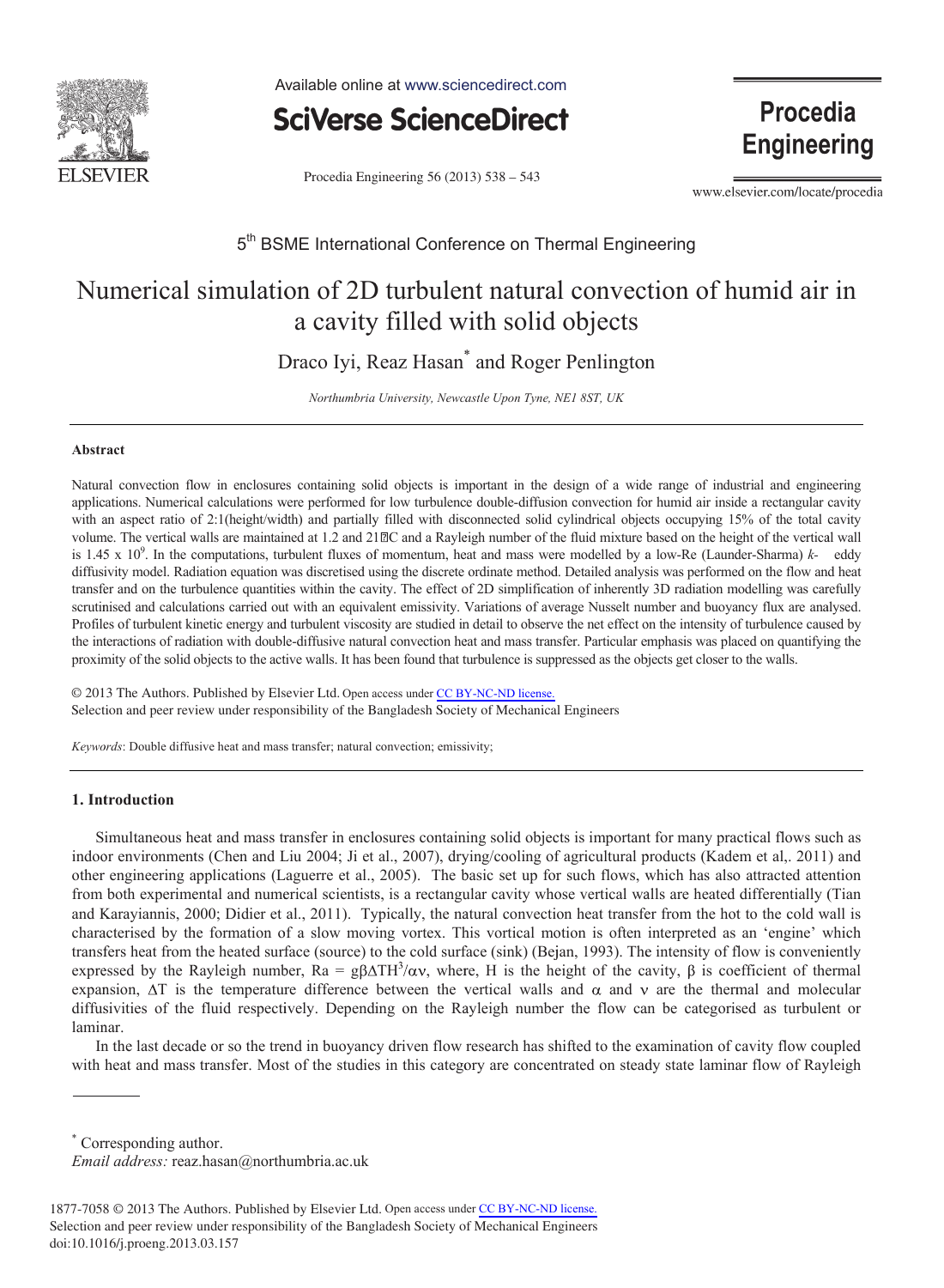# Numerical simulation of 2D turbulent natural convection of humid air in a cavity filled with solid objects

Draco Iyi, Reaz Hasan* and Roger Penlington

*Northumbria University, Newcastle Upon Tyne, NE1 8ST, UK*

---

### Abstract

Natural convection flow in enclosures containing solid objects is important in the design of a wide range of industrial and engineering applications. Numerical calculations were performed for low turbulence double-diffusion convection for humid air inside a rectangular cavity with an aspect ratio of 2:1(height/width) and partially filled with disconnected solid cylindrical objects occupying 15% of the total cavity volume. The vertical walls are maintained at 1.2 and 21?C and a Rayleigh number of the fluid mixture based on the height of the vertical wall is 1.45 x $10^9$. In the computations, turbulent fluxes of momentum, heat and mass were modelled by a low-Re (Launder-Sharma) *k-* eddy diffusivity model. Radiation equation was discretised using the discrete ordinate method. Detailed analysis was performed on the flow and heat transfer and on the turbulence quantities within the cavity. The effect of 2D simplification of inherently 3D radiation modelling was carefully scrutinised and calculations carried out with an equivalent emissivity. Variations of average Nusselt number and buoyancy flux are analysed. Profiles of turbulent kinetic energy and turbulent viscosity are studied in detail to observe the net effect on the intensity of turbulence caused by the interactions of radiation with double-diffusive natural convection heat and mass transfer. Particular emphasis was placed on quantifying the proximity of the solid objects to the active walls. It has been found that turbulence is suppressed as the objects get closer to the walls.

© 2013 The Authors. Published by Elsevier Ltd. Open access under CC BY-NC-ND license.
Selection and peer review under responsibility of the Bangladesh Society of Mechanical Engineers

*Keywords*: Double diffusive heat and mass transfer; natural convection; emissivity;

---

## 1. Introduction

Simultaneous heat and mass transfer in enclosures containing solid objects is important for many practical flows such as indoor environments (Chen and Liu 2004; Ji et al., 2007), drying/cooling of agricultural products (Kadem et al,. 2011) and other engineering applications (Laguerre et al., 2005). The basic set up for such flows, which has also attracted attention from both experimental and numerical scientists, is a rectangular cavity whose vertical walls are heated differentially (Tian and Karayiannis, 2000; Didier et al., 2011). Typically, the natural convection heat transfer from the hot to the cold wall is characterised by the formation of a slow moving vortex. This vertical motion is often interpreted as an 'engine' which transfers heat from the heated surface (source) to the cold surface (sink) (Bejan, 1993). The intensity of flow is conveniently expressed by the Rayleigh number, $Ra = g\beta\Delta TH^3/\alpha\nu$, where, H is the height of the cavity, $\beta$ is coefficient of thermal expansion, $\Delta T$ is the temperature difference between the vertical walls and $\alpha$ and $\nu$ are the thermal and molecular diffusivities of the fluid respectively. Depending on the Rayleigh number the flow can be categorised as turbulent or laminar.

In the last decade or so the trend in buoyancy driven flow research has shifted to the examination of cavity flow coupled with heat and mass transfer. Most of the studies in this category are concentrated on steady state laminar flow of Rayleigh

---

* Corresponding author.
*Email address:* reaz.hasan@northumbria.ac.uk

1877-7058 © 2013 The Authors. Published by Elsevier Ltd. Open access under CC BY-NC-ND license.
Selection and peer review under responsibility of the Bangladesh Society of Mechanical Engineers
doi:10.1016/j.proeng.2013.03.157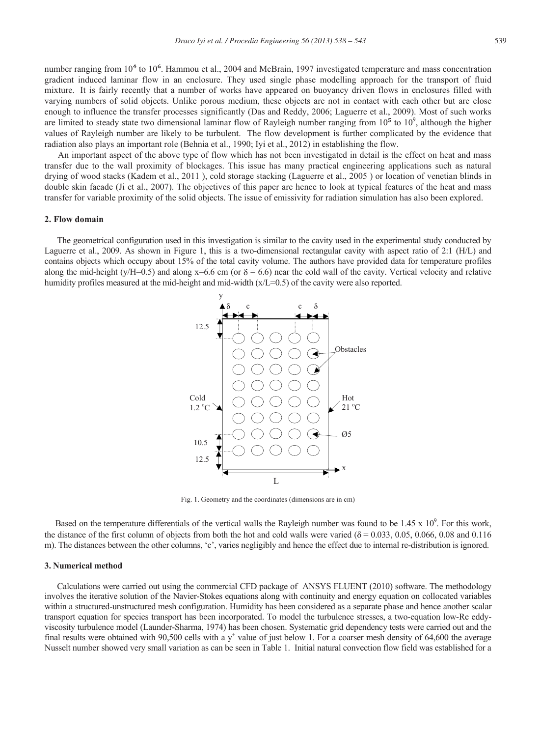number ranging from $10^4$ to $10^6$. Hammou et al., 2004 and McBrain, 1997 investigated temperature and mass concentration gradient induced laminar flow in an enclosure. They used single phase modelling approach for the transport of fluid mixture. It is fairly recently that a number of works have appeared on buoyancy driven flows in enclosures filled with varying numbers of solid objects. Unlike porous medium, these objects are not in contact with each other but are close enough to influence the transfer processes significantly (Das and Reddy, 2006; Laguerre et al., 2009). Most of such works are limited to steady state two dimensional laminar flow of Rayleigh number ranging from $10^5$ to $10^9$, although the higher values of Rayleigh number are likely to be turbulent. The flow development is further complicated by the evidence that radiation also plays an important role (Behnia et al., 1990; Iyi et al., 2012) in establishing the flow.

An important aspect of the above type of flow which has not been investigated in detail is the effect on heat and mass transfer due to the wall proximity of blockages. This issue has many practical engineering applications such as natural drying of wood stacks (Kadem et al., 2011 ), cold storage stacking (Laguerre et al., 2005 ) or location of venetian blinds in double skin facade (Ji et al., 2007). The objectives of this paper are hence to look at typical features of the heat and mass transfer for variable proximity of the solid objects. The issue of emissivity for radiation simulation has also been explored.

## 2. Flow domain

The geometrical configuration used in this investigation is similar to the cavity used in the experimental study conducted by Laguerre et al., 2009. As shown in Figure 1, this is a two-dimensional rectangular cavity with aspect ratio of 2:1 (H/L) and contains objects which occupy about 15% of the total cavity volume. The authors have provided data for temperature profiles along the mid-height (y/H=0.5) and along x=6.6 cm (or $\delta$ = 6.6) near the cold wall of the cavity. Vertical velocity and relative humidity profiles measured at the mid-height and mid-width (x/L=0.5) of the cavity were also reported.

Fig. 1. Geometry and the coordinates (dimensions are in cm)

Based on the temperature differentials of the vertical walls the Rayleigh number was found to be $1.45 \times 10^9$. For this work, the distance of the first column of objects from both the hot and cold walls were varied ($\delta$ = 0.033, 0.05, 0.066, 0.08 and 0.116 m). The distances between the other columns, 'c', varies negligibly and hence the effect due to internal re-distribution is ignored.

## 3. Numerical method

Calculations were carried out using the commercial CFD package of ANSYS FLUENT (2010) software. The methodology involves the iterative solution of the Navier-Stokes equations along with continuity and energy equation on collocated variables within a structured-unstructured mesh configuration. Humidity has been considered as a separate phase and hence another scalar transport equation for species transport has been incorporated. To model the turbulence stresses, a two-equation low-Re eddy-viscosity turbulence model (Launder-Sharma, 1974) has been chosen. Systematic grid dependency tests were carried out and the final results were obtained with 90,500 cells with a $y^+$ value of just below 1. For a coarser mesh density of 64,600 the average Nusselt number showed very small variation as can be seen in Table 1. Initial natural convection flow field was established for a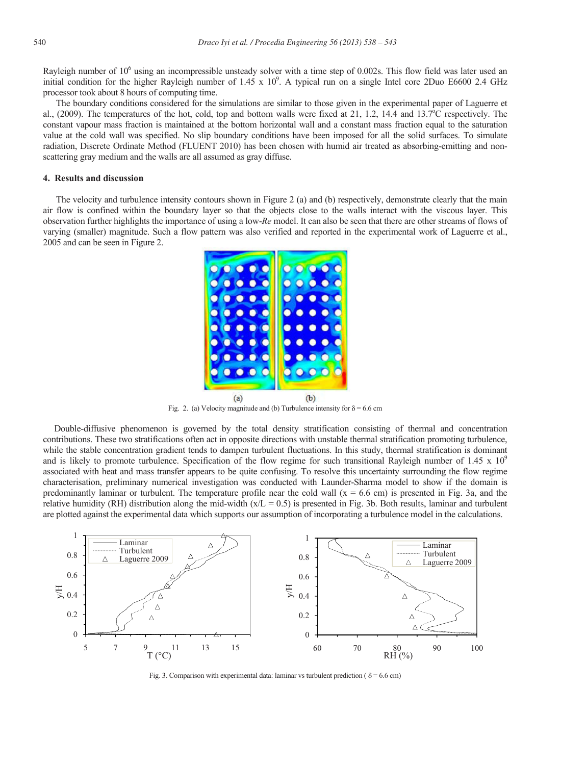Rayleigh number of $10^6$ using an incompressible unsteady solver with a time step of 0.002s. This flow field was later used an initial condition for the higher Rayleigh number of 1.45 x $10^9$. A typical run on a single Intel core 2Duo E6600 2.4 GHz processor took about 8 hours of computing time.

The boundary conditions considered for the simulations are similar to those given in the experimental paper of Laguerre et al., (2009). The temperatures of the hot, cold, top and bottom walls were fixed at 21, 1.2, 14.4 and 13.7°C respectively. The constant vapour mass fraction is maintained at the bottom horizontal wall and a constant mass fraction equal to the saturation value at the cold wall was specified. No slip boundary conditions have been imposed for all the solid surfaces. To simulate radiation, Discrete Ordinate Method (FLUENT 2010) has been chosen with humid air treated as absorbing-emitting and non-scattering gray medium and the walls are all assumed as gray diffuse.

## 4. Results and discussion

The velocity and turbulence intensity contours shown in Figure 2 (a) and (b) respectively, demonstrate clearly that the main air flow is confined within the boundary layer so that the objects close to the walls interact with the viscous layer. This observation further highlights the importance of using a low-*Re* model. It can also be seen that there are other streams of flows of varying (smaller) magnitude. Such a flow pattern was also verified and reported in the experimental work of Laguerre et al., 2005 and can be seen in Figure 2.

Fig. 2. (a) Velocity magnitude and (b) Turbulence intensity for $\delta = 6.6$ cm

Double-diffusive phenomenon is governed by the total density stratification consisting of thermal and concentration contributions. These two stratifications often act in opposite directions with unstable thermal stratification promoting turbulence, while the stable concentration gradient tends to dampen turbulent fluctuations. In this study, thermal stratification is dominant and is likely to promote turbulence. Specification of the flow regime for such transitional Rayleigh number of 1.45 x $10^9$ associated with heat and mass transfer appears to be quite confusing. To resolve this uncertainty surrounding the flow regime characterisation, preliminary numerical investigation was conducted with Launder-Sharma model to show if the domain is predominantly laminar or turbulent. The temperature profile near the cold wall (x = 6.6 cm) is presented in Fig. 3a, and the relative humidity (RH) distribution along the mid-width (x/L = 0.5) is presented in Fig. 3b. Both results, laminar and turbulent are plotted against the experimental data which supports our assumption of incorporating a turbulence model in the calculations.

Fig. 3. Comparison with experimental data: laminar vs turbulent prediction ( $\delta = 6.6$ cm)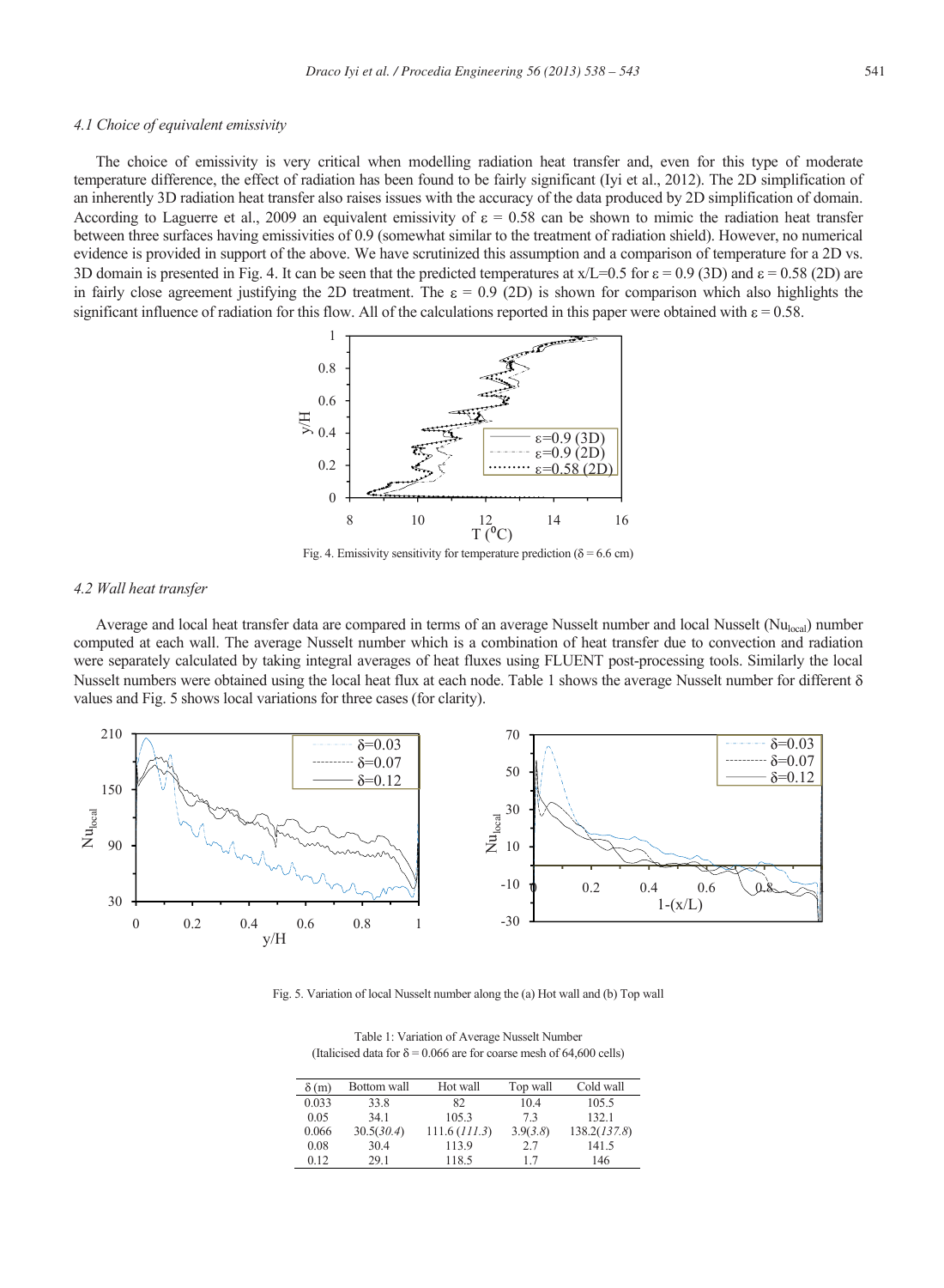### 4.1 Choice of equivalent emissivity

The choice of emissivity is very critical when modelling radiation heat transfer and, even for this type of moderate temperature difference, the effect of radiation has been found to be fairly significant (Iyi et al., 2012). The 2D simplification of an inherently 3D radiation heat transfer also raises issues with the accuracy of the data produced by 2D simplification of domain. According to Laguerre et al., 2009 an equivalent emissivity of $\varepsilon = 0.58$ can be shown to mimic the radiation heat transfer between three surfaces having emissivities of 0.9 (somewhat similar to the treatment of radiation shield). However, no numerical evidence is provided in support of the above. We have scrutinized this assumption and a comparison of temperature for a 2D vs. 3D domain is presented in Fig. 4. It can be seen that the predicted temperatures at $x/L=0.5$ for $\varepsilon = 0.9$ (3D) and $\varepsilon = 0.58$ (2D) are in fairly close agreement justifying the 2D treatment. The $\varepsilon = 0.9$ (2D) is shown for comparison which also highlights the significant influence of radiation for this flow. All of the calculations reported in this paper were obtained with $\varepsilon = 0.58$.

Fig. 4. Emissivity sensitivity for temperature prediction ($\delta = 6.6$ cm)

### 4.2 Wall heat transfer

Average and local heat transfer data are compared in terms of an average Nusselt number and local Nusselt ($Nu_{local}$) number computed at each wall. The average Nusselt number which is a combination of heat transfer due to convection and radiation were separately calculated by taking integral averages of heat fluxes using FLUENT post-processing tools. Similarly the local Nusselt numbers were obtained using the local heat flux at each node. Table 1 shows the average Nusselt number for different $\delta$ values and Fig. 5 shows local variations for three cases (for clarity).

Fig. 5. Variation of local Nusselt number along the (a) Hot wall and (b) Top wall

Table 1: Variation of Average Nusselt Number
(Italicised data for $\delta = 0.066$ are for coarse mesh of 64,600 cells)

| $\delta$ (m) | Bottom wall | Hot wall | Top wall | Cold wall |
|---|---|---|---|---|
| 0.033 | 33.8 | 82 | 10.4 | 105.5 |
| 0.05 | 34.1 | 105.3 | 7.3 | 132.1 |
| 0.066 | 30.5(*30.4*) | 111.6 (*111.3*) | 3.9(*3.8*) | 138.2(*137.8*) |
| 0.08 | 30.4 | 113.9 | 2.7 | 141.5 |
| 0.12 | 29.1 | 118.5 | 1.7 | 146 |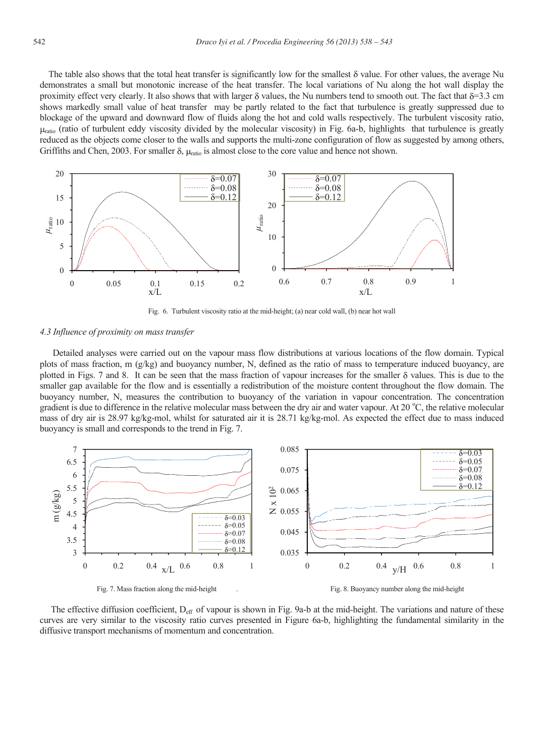The table also shows that the total heat transfer is significantly low for the smallest δ value. For other values, the average Nu demonstrates a small but monotonic increase of the heat transfer. The local variations of Nu along the hot wall display the proximity effect very clearly. It also shows that with larger δ values, the Nu numbers tend to smooth out. The fact that δ=3.3 cm shows markedly small value of heat transfer may be partly related to the fact that turbulence is greatly suppressed due to blockage of the upward and downward flow of fluids along the hot and cold walls respectively. The turbulent viscosity ratio, $\mu_{ratio}$ (ratio of turbulent eddy viscosity divided by the molecular viscosity) in Fig. 6a-b, highlights that turbulence is greatly reduced as the objects come closer to the walls and supports the multi-zone configuration of flow as suggested by among others, Griffiths and Chen, 2003. For smaller δ, $\mu_{ratio}$ is almost close to the core value and hence not shown.

Fig. 6. Turbulent viscosity ratio at the mid-height; (a) near cold wall, (b) near hot wall

### 4.3 *Influence of proximity on mass transfer*

Detailed analyses were carried out on the vapour mass flow distributions at various locations of the flow domain. Typical plots of mass fraction, m (g/kg) and buoyancy number, N, defined as the ratio of mass to temperature induced buoyancy, are plotted in Figs. 7 and 8. It can be seen that the mass fraction of vapour increases for the smaller δ values. This is due to the smaller gap available for the flow and is essentially a redistribution of the moisture content throughout the flow domain. The buoyancy number, N, measures the contribution to buoyancy of the variation in vapour concentration. The concentration gradient is due to difference in the relative molecular mass between the dry air and water vapour. At 20 °C, the relative molecular mass of dry air is 28.97 kg/kg-mol, whilst for saturated air it is 28.71 kg/kg-mol. As expected the effect due to mass induced buoyancy is small and corresponds to the trend in Fig. 7.

Fig. 7. Mass fraction along the mid-height

Fig. 8. Buoyancy number along the mid-height

The effective diffusion coefficient, $D_{eff}$ of vapour is shown in Fig. 9a-b at the mid-height. The variations and nature of these curves are very similar to the viscosity ratio curves presented in Figure 6a-b, highlighting the fundamental similarity in the diffusive transport mechanisms of momentum and concentration.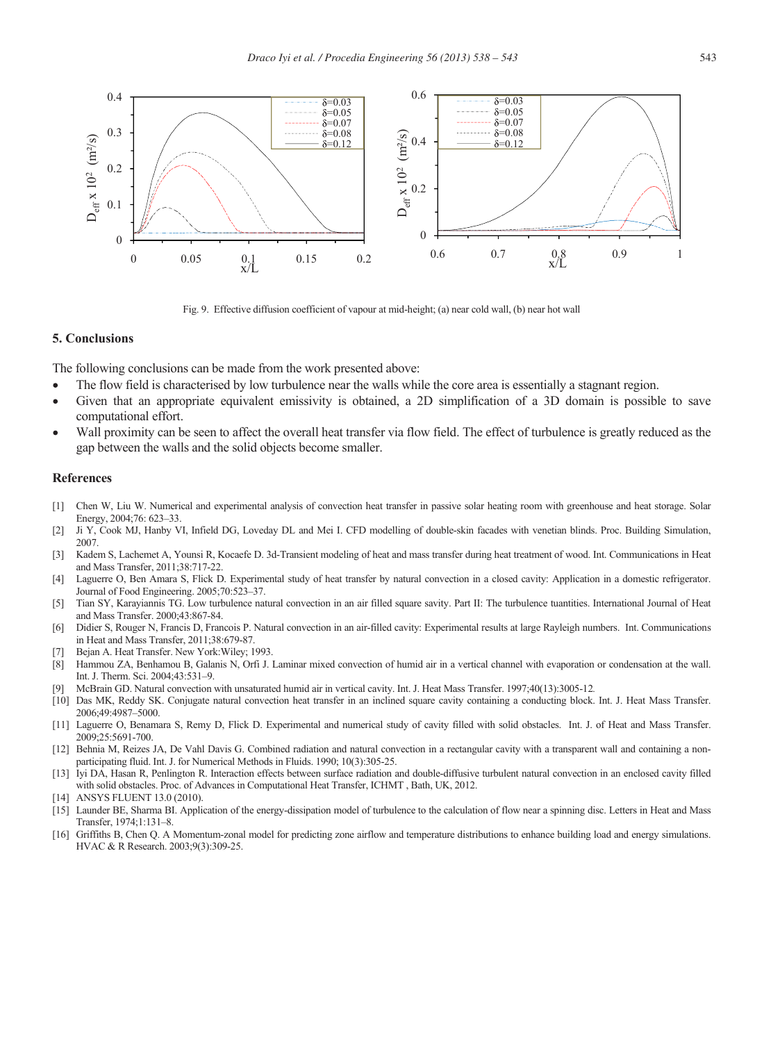0.4
0.3
0.2
0.1
0
$D_{eff}$ x $10^2$ ($m^2$/s)
0 0.05 0.1 0.15 0.2
x/L
δ=0.03
δ=0.05
δ=0.07
δ=0.08
δ=0.12

0.6
0.4
0.2
0
$D_{eff}$ x $10^2$ ($m^2$/s)
0.6 0.7 0.8 0.9 1
x/L
δ=0.03
δ=0.05
δ=0.07
δ=0.08
δ=0.12

Fig. 9. Effective diffusion coefficient of vapour at mid-height; (a) near cold wall, (b) near hot wall

## 5. Conclusions

The following conclusions can be made from the work presented above:

- The flow field is characterised by low turbulence near the walls while the core area is essentially a stagnant region.
- Given that an appropriate equivalent emissivity is obtained, a 2D simplification of a 3D domain is possible to save computational effort.
- Wall proximity can be seen to affect the overall heat transfer via flow field. The effect of turbulence is greatly reduced as the gap between the walls and the solid objects become smaller.

## References

[1] Chen W, Liu W. Numerical and experimental analysis of convection heat transfer in passive solar heating room with greenhouse and heat storage. Solar Energy, 2004;76: 623–33.

[2] Ji Y, Cook MJ, Hanby VI, Infield DG, Loveday DL and Mei I. CFD modelling of double-skin facades with venetian blinds. Proc. Building Simulation, 2007.

[3] Kadem S, Lachemet A, Younsi R, Kocaefe D. 3d-Transient modeling of heat and mass transfer during heat treatment of wood. Int. Communications in Heat and Mass Transfer, 2011;38:717-22.

[4] Laguerre O, Ben Amara S, Flick D. Experimental study of heat transfer by natural convection in a closed cavity: Application in a domestic refrigerator. Journal of Food Engineering. 2005;70:523–37.

[5] Tian SY, Karayiannis TG. Low turbulence natural convection in an air filled square savity. Part II: The turbulence tuantities. International Journal of Heat and Mass Transfer. 2000;43:867-84.

[6] Didier S, Rouger N, Francis D, Francois P. Natural convection in an air-filled cavity: Experimental results at large Rayleigh numbers. Int. Communications in Heat and Mass Transfer, 2011;38:679-87.

[7] Bejan A. Heat Transfer. New York:Wiley; 1993.

[8] Hammou ZA, Benhamou B, Galanis N, Orfi J. Laminar mixed convection of humid air in a vertical channel with evaporation or condensation at the wall. Int. J. Therm. Sci. 2004;43:531–9.

[9] McBrain GD. Natural convection with unsaturated humid air in vertical cavity. Int. J. Heat Mass Transfer. 1997;40(13):3005-12.

[10] Das MK, Reddy SK. Conjugate natural convection heat transfer in an inclined square cavity containing a conducting block. Int. J. Heat Mass Transfer. 2006;49:4987–5000.

[11] Laguerre O, Benamara S, Remy D, Flick D. Experimental and numerical study of cavity filled with solid obstacles. Int. J. of Heat and Mass Transfer. 2009;25:5691-700.

[12] Behnia M, Reizes JA, De Vahl Davis G. Combined radiation and natural convection in a rectangular cavity with a transparent wall and containing a non-participating fluid. Int. J. for Numerical Methods in Fluids. 1990; 10(3):305-25.

[13] Iyi DA, Hasan R, Penlington R. Interaction effects between surface radiation and double-diffusive turbulent natural convection in an enclosed cavity filled with solid obstacles. Proc. of Advances in Computational Heat Transfer, ICHMT , Bath, UK, 2012.

[14] ANSYS FLUENT 13.0 (2010).

[15] Launder BE, Sharma BI. Application of the energy-dissipation model of turbulence to the calculation of flow near a spinning disc. Letters in Heat and Mass Transfer, 1974;1:131–8.

[16] Griffiths B, Chen Q. A Momentum-zonal model for predicting zone airflow and temperature distributions to enhance building load and energy simulations. HVAC & R Research. 2003;9(3):309-25.